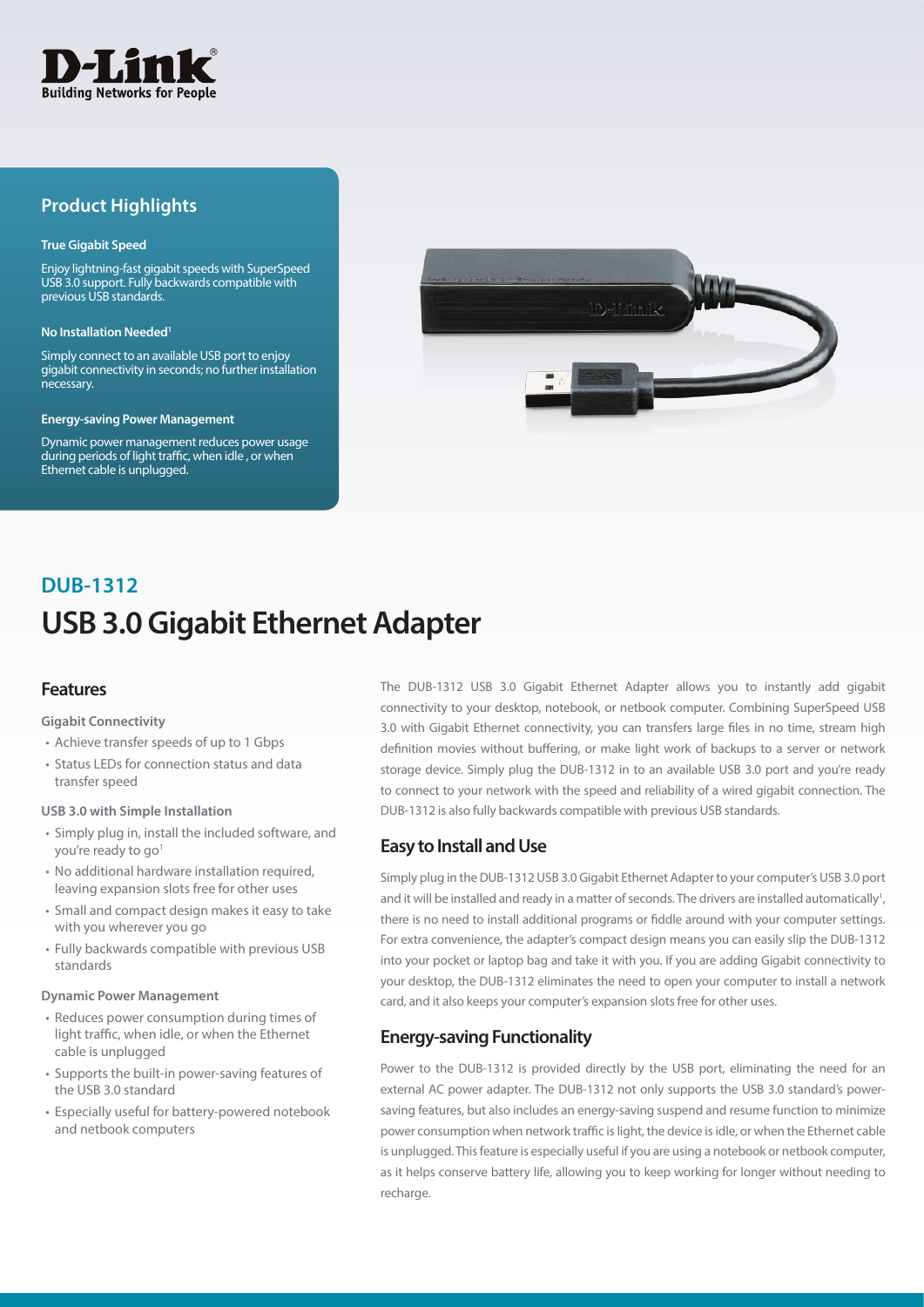D-Link
Building Networks for People

## Product Highlights

**True Gigabit Speed**

Enjoy lightning-fast gigabit speeds with SuperSpeed USB 3.0 support. Fully backwards compatible with previous USB standards.

**No Installation Needed[1]**

Simply connect to an available USB port to enjoy gigabit connectivity in seconds; no further installation necessary.

**Energy-saving Power Management**

Dynamic power management reduces power usage during periods of light traffic, when idle , or when Ethernet cable is unplugged.

## DUB-1312

# USB 3.0 Gigabit Ethernet Adapter

## Features

**Gigabit Connectivity**

- Achieve transfer speeds of up to 1 Gbps
- Status LEDs for connection status and data transfer speed

**USB 3.0 with Simple Installation**

- Simply plug in, install the included software, and you're ready to go[1]
- No additional hardware installation required, leaving expansion slots free for other uses
- Small and compact design makes it easy to take with you wherever you go
- Fully backwards compatible with previous USB standards

**Dynamic Power Management**

- Reduces power consumption during times of light traffic, when idle, or when the Ethernet cable is unplugged
- Supports the built-in power-saving features of the USB 3.0 standard
- Especially useful for battery-powered notebook and netbook computers

The DUB-1312 USB 3.0 Gigabit Ethernet Adapter allows you to instantly add gigabit connectivity to your desktop, notebook, or netbook computer. Combining SuperSpeed USB 3.0 with Gigabit Ethernet connectivity, you can transfers large files in no time, stream high definition movies without buffering, or make light work of backups to a server or network storage device. Simply plug the DUB-1312 in to an available USB 3.0 port and you're ready to connect to your network with the speed and reliability of a wired gigabit connection. The DUB-1312 is also fully backwards compatible with previous USB standards.

## Easy to Install and Use

Simply plug in the DUB-1312 USB 3.0 Gigabit Ethernet Adapter to your computer's USB 3.0 port and it will be installed and ready in a matter of seconds. The drivers are installed automatically[1], there is no need to install additional programs or fiddle around with your computer settings. For extra convenience, the adapter's compact design means you can easily slip the DUB-1312 into your pocket or laptop bag and take it with you. If you are adding Gigabit connectivity to your desktop, the DUB-1312 eliminates the need to open your computer to install a network card, and it also keeps your computer's expansion slots free for other uses.

## Energy-saving Functionality

Power to the DUB-1312 is provided directly by the USB port, eliminating the need for an external AC power adapter. The DUB-1312 not only supports the USB 3.0 standard's power-saving features, but also includes an energy-saving suspend and resume function to minimize power consumption when network traffic is light, the device is idle, or when the Ethernet cable is unplugged. This feature is especially useful if you are using a notebook or netbook computer, as it helps conserve battery life, allowing you to keep working for longer without needing to recharge.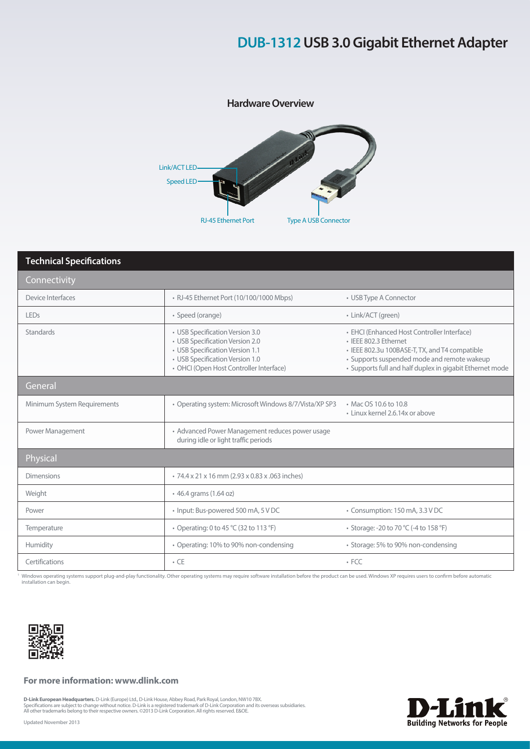# DUB-1312 USB 3.0 Gigabit Ethernet Adapter

## Hardware Overview

Link/ACT LED

Speed LED

RJ-45 Ethernet Port

Type A USB Connector

## Technical Specifications

| | | |
|---|---|---|
| **Connectivity** | | |
| Device Interfaces | • RJ-45 Ethernet Port (10/100/1000 Mbps) | • USB Type A Connector |
| LEDs | • Speed (orange) | • Link/ACT (green) |
| Standards | • USB Specification Version 3.0<br>• USB Specification Version 2.0<br>• USB Specification Version 1.1<br>• USB Specification Version 1.0<br>• OHCI (Open Host Controller Interface) | • EHCI (Enhanced Host Controller Interface)<br>• IEEE 802.3 Ethernet<br>• IEEE 802.3u 100BASE-T, TX, and T4 compatible<br>• Supports suspended mode and remote wakeup<br>• Supports full and half duplex in gigabit Ethernet mode |
| **General** | | |
| Minimum System Requirements | • Operating system: Microsoft Windows 8/7/Vista/XP SP3 | • Mac OS 10.6 to 10.8<br>• Linux kernel 2.6.14x or above |
| Power Management | • Advanced Power Management reduces power usage during idle or light traffic periods | |
| **Physical** | | |
| Dimensions | • 74.4 x 21 x 16 mm (2.93 x 0.83 x .063 inches) | |
| Weight | • 46.4 grams (1.64 oz) | |
| Power | • Input: Bus-powered 500 mA, 5 V DC | • Consumption: 150 mA, 3.3 V DC |
| Temperature | • Operating: 0 to 45 °C (32 to 113 °F) | • Storage: -20 to 70 °C (-4 to 158 °F) |
| Humidity | • Operating: 10% to 90% non-condensing | • Storage: 5% to 90% non-condensing |
| Certifications | • CE | • FCC |

[1] Windows operating systems support plug-and-play functionality. Other operating systems may require software installation before the product can be used. Windows XP requires users to confirm before automatic installation can begin.

**For more information: www.dlink.com**

**D-Link European Headquarters.** D-Link (Europe) Ltd., D-Link House, Abbey Road, Park Royal, London, NW10 7BX.
Specifications are subject to change without notice. D-Link is a registered trademark of D-Link Corporation and its overseas subsidiaries.
All other trademarks belong to their respective owners. ©2013 D-Link Corporation. All rights reserved. E&OE.

Updated November 2013

D-Link® Building Networks for People